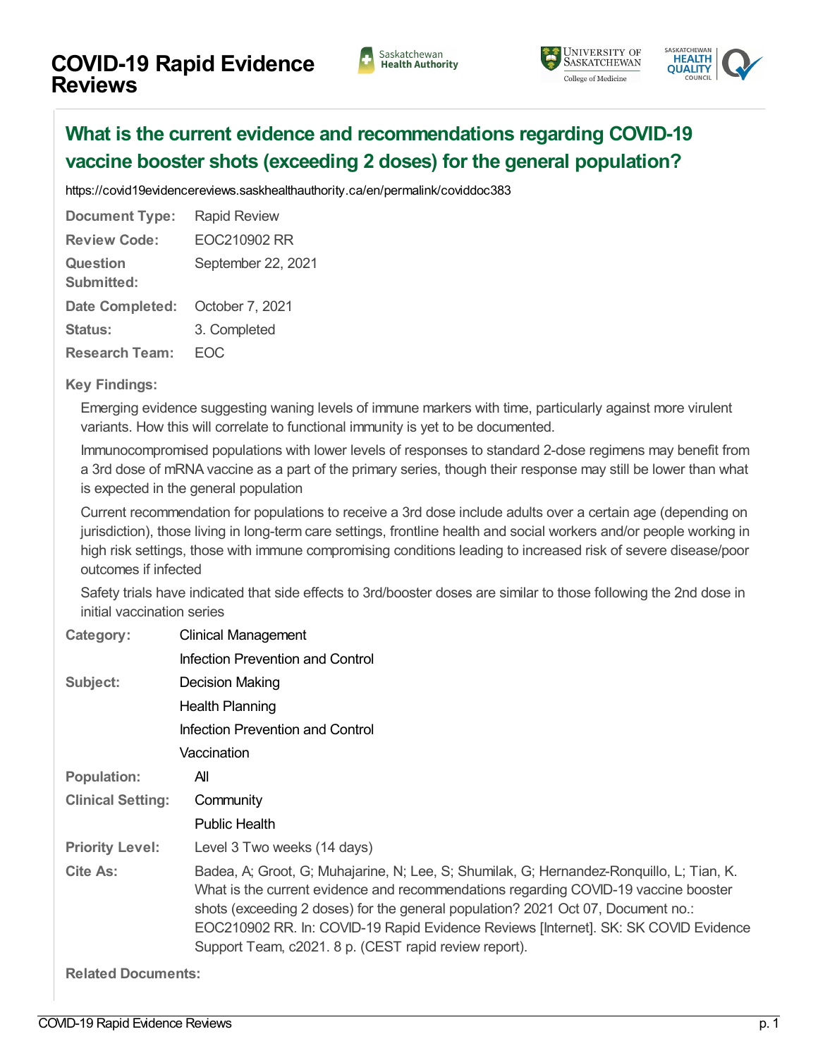# COVID-19 Rapid Evidence Reviews

## What is the current evidence and recommendations regarding COVID-19 vaccine booster shots (exceeding 2 doses) for the general population?

https://covid19evidencereviews.saskhealthauthority.ca/en/permalink/coviddoc383

**Document Type:** Rapid Review

**Review Code:** EOC210902 RR

**Question Submitted:** September 22, 2021

**Date Completed:** October 7, 2021

**Status:** 3. Completed

**Research Team:** EOC

**Key Findings:**

Emerging evidence suggesting waning levels of immune markers with time, particularly against more virulent variants. How this will correlate to functional immunity is yet to be documented.

Immunocompromised populations with lower levels of responses to standard 2-dose regimens may benefit from a 3rd dose of mRNA vaccine as a part of the primary series, though their response may still be lower than what is expected in the general population

Current recommendation for populations to receive a 3rd dose include adults over a certain age (depending on jurisdiction), those living in long-term care settings, frontline health and social workers and/or people working in high risk settings, those with immune compromising conditions leading to increased risk of severe disease/poor outcomes if infected

Safety trials have indicated that side effects to 3rd/booster doses are similar to those following the 2nd dose in initial vaccination series

**Category:** Clinical Management
Infection Prevention and Control

**Subject:** Decision Making
Health Planning
Infection Prevention and Control
Vaccination

**Population:** All

**Clinical Setting:** Community
Public Health

**Priority Level:** Level 3 Two weeks (14 days)

**Cite As:** Badea, A; Groot, G; Muhajarine, N; Lee, S; Shumilak, G; Hernandez-Ronquillo, L; Tian, K. What is the current evidence and recommendations regarding COVID-19 vaccine booster shots (exceeding 2 doses) for the general population? 2021 Oct 07, Document no.: EOC210902 RR. In: COVID-19 Rapid Evidence Reviews [Internet]. SK: SK COVID Evidence Support Team, c2021. 8 p. (CEST rapid review report).

**Related Documents:**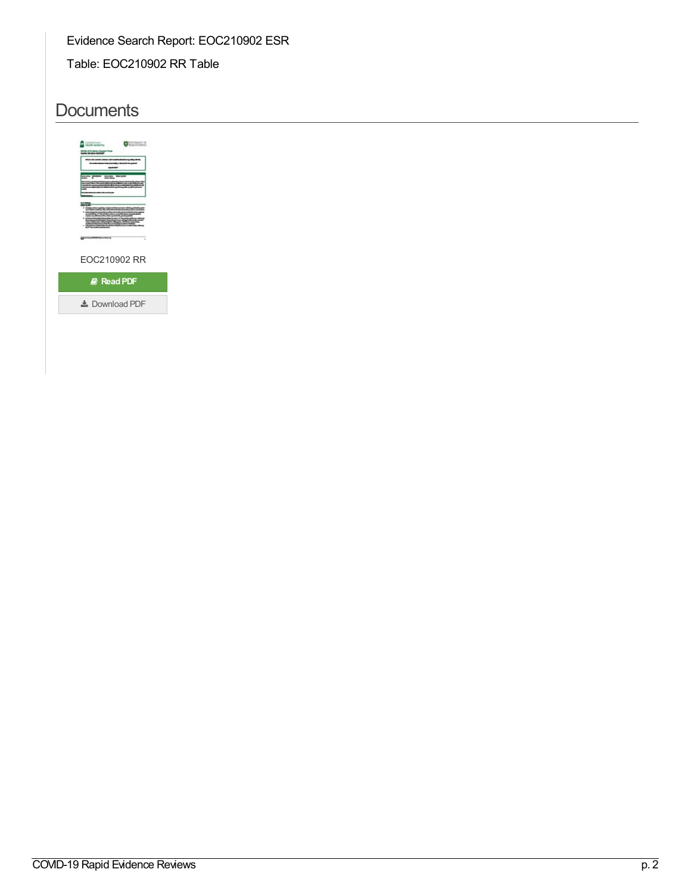Evidence Search Report: EOC210902 ESR

Table: EOC210902 RR Table

## Documents

EOC210902 RR

Read PDF

Download PDF